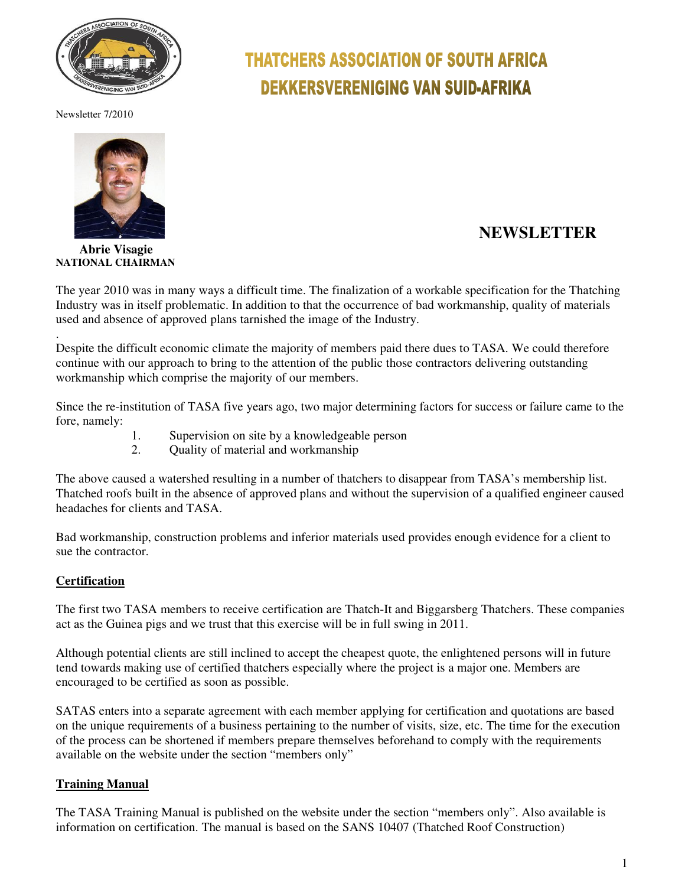# THATCHERS ASSOCIATION OF SOUTH AFRICA
# DEKKERSVERENIGING VAN SUID-AFRIKA

Newsletter 7/2010

**Abrie Visagie**
**NATIONAL CHAIRMAN**

## NEWSLETTER

The year 2010 was in many ways a difficult time. The finalization of a workable specification for the Thatching Industry was in itself problematic. In addition to that the occurrence of bad workmanship, quality of materials used and absence of approved plans tarnished the image of the Industry.

.
Despite the difficult economic climate the majority of members paid there dues to TASA. We could therefore continue with our approach to bring to the attention of the public those contractors delivering outstanding workmanship which comprise the majority of our members.

Since the re-institution of TASA five years ago, two major determining factors for success or failure came to the fore, namely:

1. Supervision on site by a knowledgeable person
2. Quality of material and workmanship

The above caused a watershed resulting in a number of thatchers to disappear from TASA's membership list. Thatched roofs built in the absence of approved plans and without the supervision of a qualified engineer caused headaches for clients and TASA.

Bad workmanship, construction problems and inferior materials used provides enough evidence for a client to sue the contractor.

### Certification

The first two TASA members to receive certification are Thatch-It and Biggarsberg Thatchers. These companies act as the Guinea pigs and we trust that this exercise will be in full swing in 2011.

Although potential clients are still inclined to accept the cheapest quote, the enlightened persons will in future tend towards making use of certified thatchers especially where the project is a major one. Members are encouraged to be certified as soon as possible.

SATAS enters into a separate agreement with each member applying for certification and quotations are based on the unique requirements of a business pertaining to the number of visits, size, etc. The time for the execution of the process can be shortened if members prepare themselves beforehand to comply with the requirements available on the website under the section "members only"

### Training Manual

The TASA Training Manual is published on the website under the section "members only". Also available is information on certification. The manual is based on the SANS 10407 (Thatched Roof Construction)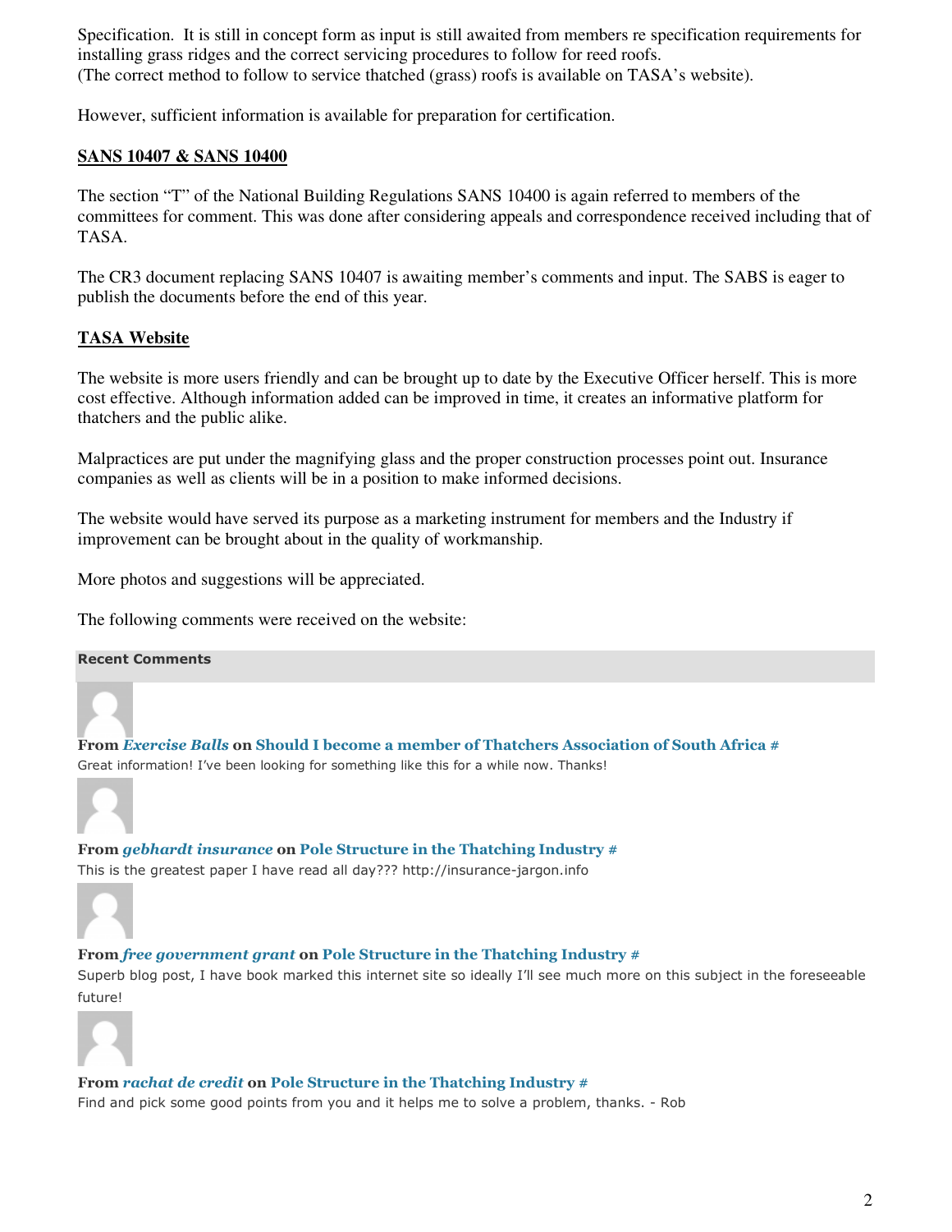Specification. It is still in concept form as input is still awaited from members re specification requirements for installing grass ridges and the correct servicing procedures to follow for reed roofs.
(The correct method to follow to service thatched (grass) roofs is available on TASA's website).

However, sufficient information is available for preparation for certification.

## SANS 10407 & SANS 10400

The section "T" of the National Building Regulations SANS 10400 is again referred to members of the committees for comment. This was done after considering appeals and correspondence received including that of TASA.

The CR3 document replacing SANS 10407 is awaiting member's comments and input. The SABS is eager to publish the documents before the end of this year.

## TASA Website

The website is more users friendly and can be brought up to date by the Executive Officer herself. This is more cost effective. Although information added can be improved in time, it creates an informative platform for thatchers and the public alike.

Malpractices are put under the magnifying glass and the proper construction processes point out. Insurance companies as well as clients will be in a position to make informed decisions.

The website would have served its purpose as a marketing instrument for members and the Industry if improvement can be brought about in the quality of workmanship.

More photos and suggestions will be appreciated.

The following comments were received on the website:

**Recent Comments**

**From** ***Exercise Balls*** **on Should I become a member of Thatchers Association of South Africa #**
Great information! I've been looking for something like this for a while now. Thanks!

**From** ***gebhardt insurance*** **on Pole Structure in the Thatching Industry #**
This is the greatest paper I have read all day??? http://insurance-jargon.info

**From** ***free government grant*** **on Pole Structure in the Thatching Industry #**
Superb blog post, I have book marked this internet site so ideally I'll see much more on this subject in the foreseeable future!

**From** ***rachat de credit*** **on Pole Structure in the Thatching Industry #**
Find and pick some good points from you and it helps me to solve a problem, thanks. - Rob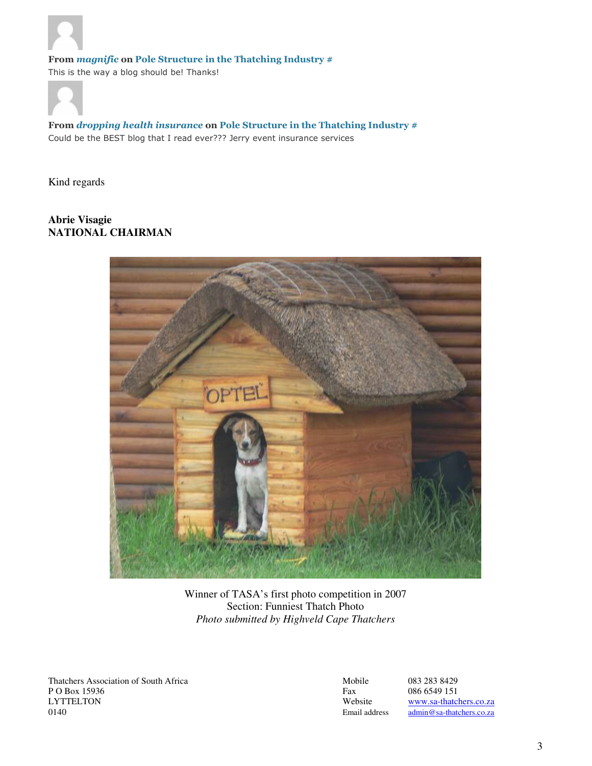**From *magnific* on Pole Structure in the Thatching Industry #**
This is the way a blog should be! Thanks!

**From *dropping health insurance* on Pole Structure in the Thatching Industry #**
Could be the BEST blog that I read ever??? Jerry event insurance services

Kind regards

**Abrie Visagie**
**NATIONAL CHAIRMAN**

Winner of TASA's first photo competition in 2007
Section: Funniest Thatch Photo
*Photo submitted by Highveld Cape Thatchers*

Thatchers Association of South Africa
P O Box 15936
LYTTELTON
0140

| | |
|---|---|
| Mobile | 083 283 8429 |
| Fax | 086 6549 151 |
| Website | www.sa-thatchers.co.za |
| Email address | admin@sa-thatchers.co.za |